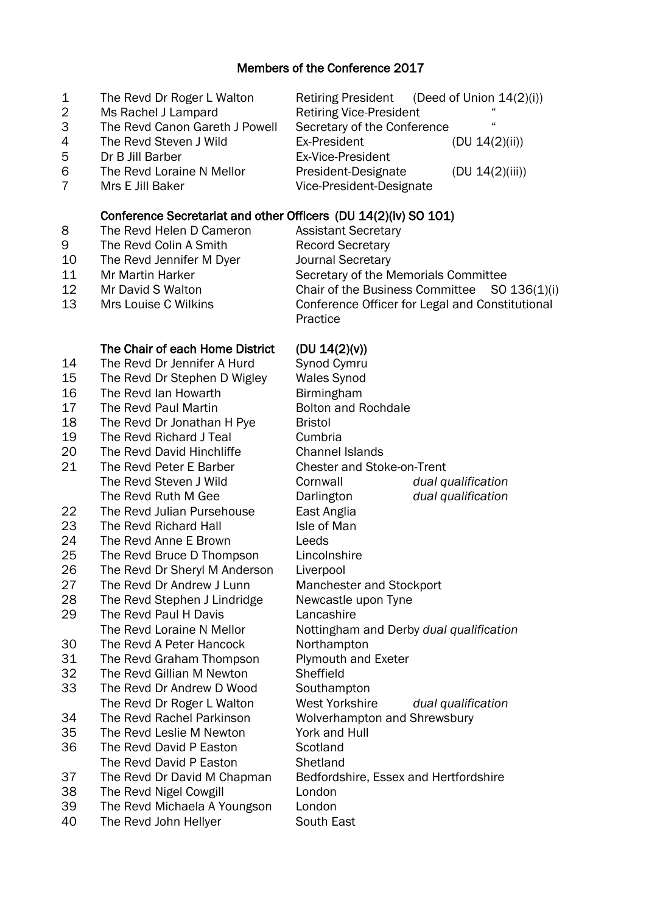# Members of the Conference 2017

| | | | |
|---|---|---|---|
| 1 | The Revd Dr Roger L Walton | Retiring President | (Deed of Union 14(2)(i)) |
| 2 | Ms Rachel J Lampard | Retiring Vice-President | " |
| 3 | The Revd Canon Gareth J Powell | Secretary of the Conference | " |
| 4 | The Revd Steven J Wild | Ex-President | (DU 14(2)(ii)) |
| 5 | Dr B Jill Barber | Ex-Vice-President | |
| 6 | The Revd Loraine N Mellor | President-Designate | (DU 14(2)(iii)) |
| 7 | Mrs E Jill Baker | Vice-President-Designate | |

## Conference Secretariat and other Officers (DU 14(2)(iv) SO 101)

| | | |
|---|---|---|
| 8 | The Revd Helen D Cameron | Assistant Secretary |
| 9 | The Revd Colin A Smith | Record Secretary |
| 10 | The Revd Jennifer M Dyer | Journal Secretary |
| 11 | Mr Martin Harker | Secretary of the Memorials Committee |
| 12 | Mr David S Walton | Chair of the Business Committee SO 136(1)(i) |
| 13 | Mrs Louise C Wilkins | Conference Officer for Legal and Constitutional Practice |

## The Chair of each Home District (DU 14(2)(v))

| | | | |
|---|---|---|---|
| 14 | The Revd Dr Jennifer A Hurd | Synod Cymru | |
| 15 | The Revd Dr Stephen D Wigley | Wales Synod | |
| 16 | The Revd Ian Howarth | Birmingham | |
| 17 | The Revd Paul Martin | Bolton and Rochdale | |
| 18 | The Revd Dr Jonathan H Pye | Bristol | |
| 19 | The Revd Richard J Teal | Cumbria | |
| 20 | The Revd David Hinchliffe | Channel Islands | |
| 21 | The Revd Peter E Barber | Chester and Stoke-on-Trent | |
| | The Revd Steven J Wild | Cornwall | *dual qualification* |
| | The Revd Ruth M Gee | Darlington | *dual qualification* |
| 22 | The Revd Julian Pursehouse | East Anglia | |
| 23 | The Revd Richard Hall | Isle of Man | |
| 24 | The Revd Anne E Brown | Leeds | |
| 25 | The Revd Bruce D Thompson | Lincolnshire | |
| 26 | The Revd Dr Sheryl M Anderson | Liverpool | |
| 27 | The Revd Dr Andrew J Lunn | Manchester and Stockport | |
| 28 | The Revd Stephen J Lindridge | Newcastle upon Tyne | |
| 29 | The Revd Paul H Davis | Lancashire | |
| | The Revd Loraine N Mellor | Nottingham and Derby | *dual qualification* |
| 30 | The Revd A Peter Hancock | Northampton | |
| 31 | The Revd Graham Thompson | Plymouth and Exeter | |
| 32 | The Revd Gillian M Newton | Sheffield | |
| 33 | The Revd Dr Andrew D Wood | Southampton | |
| | The Revd Dr Roger L Walton | West Yorkshire | *dual qualification* |
| 34 | The Revd Rachel Parkinson | Wolverhampton and Shrewsbury | |
| 35 | The Revd Leslie M Newton | York and Hull | |
| 36 | The Revd David P Easton | Scotland | |
| | The Revd David P Easton | Shetland | |
| 37 | The Revd Dr David M Chapman | Bedfordshire, Essex and Hertfordshire | |
| 38 | The Revd Nigel Cowgill | London | |
| 39 | The Revd Michaela A Youngson | London | |
| 40 | The Revd John Hellyer | South East | |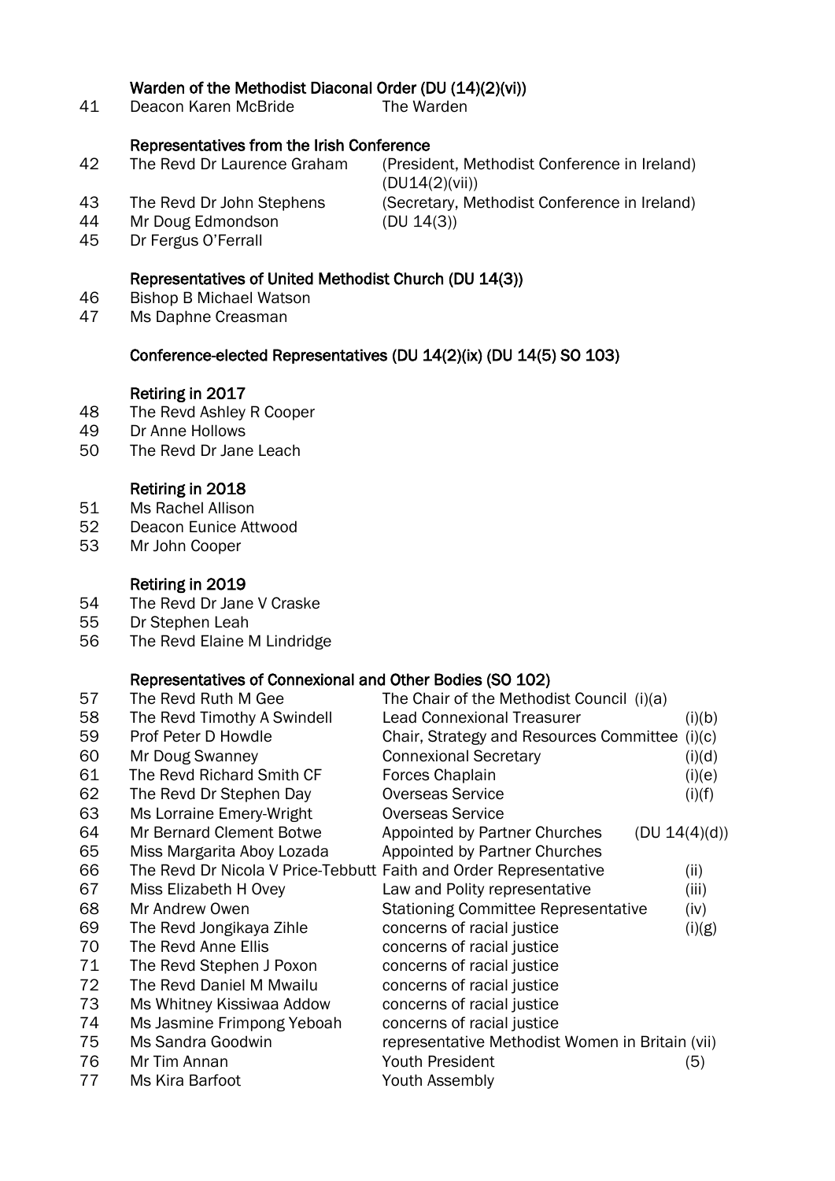### Warden of the Methodist Diaconal Order (DU (14)(2)(vi))

| | | | |
|---|---|---|---|
| 41 | Deacon Karen McBride | The Warden | |

### Representatives from the Irish Conference

| | | | |
|---|---|---|---|
| 42 | The Revd Dr Laurence Graham | (President, Methodist Conference in Ireland) (DU14(2)(vii)) | |
| 43 | The Revd Dr John Stephens | (Secretary, Methodist Conference in Ireland) | |
| 44 | Mr Doug Edmondson | (DU 14(3)) | |
| 45 | Dr Fergus O'Ferrall | | |

### Representatives of United Methodist Church (DU 14(3))

| | | | |
|---|---|---|---|
| 46 | Bishop B Michael Watson | | |
| 47 | Ms Daphne Creasman | | |

### Conference-elected Representatives (DU 14(2)(ix) (DU 14(5) SO 103)

#### Retiring in 2017

| | | | |
|---|---|---|---|
| 48 | The Revd Ashley R Cooper | | |
| 49 | Dr Anne Hollows | | |
| 50 | The Revd Dr Jane Leach | | |

#### Retiring in 2018

| | | | |
|---|---|---|---|
| 51 | Ms Rachel Allison | | |
| 52 | Deacon Eunice Attwood | | |
| 53 | Mr John Cooper | | |

#### Retiring in 2019

| | | | |
|---|---|---|---|
| 54 | The Revd Dr Jane V Craske | | |
| 55 | Dr Stephen Leah | | |
| 56 | The Revd Elaine M Lindridge | | |

### Representatives of Connexional and Other Bodies (SO 102)

| | | | |
|---|---|---|---|
| 57 | The Revd Ruth M Gee | The Chair of the Methodist Council | (i)(a) |
| 58 | The Revd Timothy A Swindell | Lead Connexional Treasurer | (i)(b) |
| 59 | Prof Peter D Howdle | Chair, Strategy and Resources Committee | (i)(c) |
| 60 | Mr Doug Swanney | Connexional Secretary | (i)(d) |
| 61 | The Revd Richard Smith CF | Forces Chaplain | (i)(e) |
| 62 | The Revd Dr Stephen Day | Overseas Service | (i)(f) |
| 63 | Ms Lorraine Emery-Wright | Overseas Service | |
| 64 | Mr Bernard Clement Botwe | Appointed by Partner Churches | (DU 14(4)(d)) |
| 65 | Miss Margarita Aboy Lozada | Appointed by Partner Churches | |
| 66 | The Revd Dr Nicola V Price-Tebbutt | Faith and Order Representative | (ii) |
| 67 | Miss Elizabeth H Ovey | Law and Polity representative | (iii) |
| 68 | Mr Andrew Owen | Stationing Committee Representative | (iv) |
| 69 | The Revd Jongikaya Zihle | concerns of racial justice | (i)(g) |
| 70 | The Revd Anne Ellis | concerns of racial justice | |
| 71 | The Revd Stephen J Poxon | concerns of racial justice | |
| 72 | The Revd Daniel M Mwailu | concerns of racial justice | |
| 73 | Ms Whitney Kissiwaa Addow | concerns of racial justice | |
| 74 | Ms Jasmine Frimpong Yeboah | concerns of racial justice | |
| 75 | Ms Sandra Goodwin | representative Methodist Women in Britain | (vii) |
| 76 | Mr Tim Annan | Youth President | (5) |
| 77 | Ms Kira Barfoot | Youth Assembly | |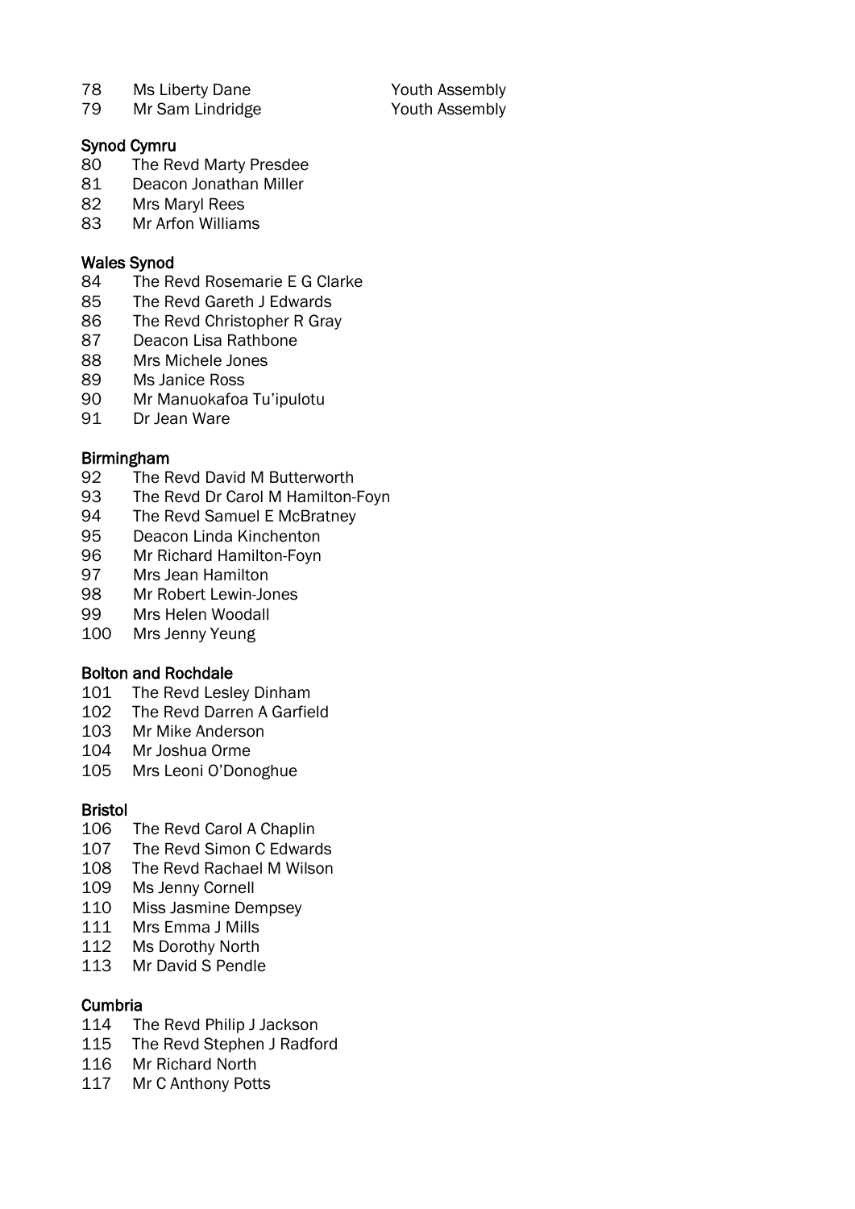78 Ms Liberty Dane Youth Assembly
79 Mr Sam Lindridge Youth Assembly

**Synod Cymru**

80 The Revd Marty Presdee
81 Deacon Jonathan Miller
82 Mrs Maryl Rees
83 Mr Arfon Williams

**Wales Synod**

84 The Revd Rosemarie E G Clarke
85 The Revd Gareth J Edwards
86 The Revd Christopher R Gray
87 Deacon Lisa Rathbone
88 Mrs Michele Jones
89 Ms Janice Ross
90 Mr Manuokafoa Tu'ipulotu
91 Dr Jean Ware

**Birmingham**

92 The Revd David M Butterworth
93 The Revd Dr Carol M Hamilton-Foyn
94 The Revd Samuel E McBratney
95 Deacon Linda Kinchenton
96 Mr Richard Hamilton-Foyn
97 Mrs Jean Hamilton
98 Mr Robert Lewin-Jones
99 Mrs Helen Woodall
100 Mrs Jenny Yeung

**Bolton and Rochdale**

101 The Revd Lesley Dinham
102 The Revd Darren A Garfield
103 Mr Mike Anderson
104 Mr Joshua Orme
105 Mrs Leoni O'Donoghue

**Bristol**

106 The Revd Carol A Chaplin
107 The Revd Simon C Edwards
108 The Revd Rachael M Wilson
109 Ms Jenny Cornell
110 Miss Jasmine Dempsey
111 Mrs Emma J Mills
112 Ms Dorothy North
113 Mr David S Pendle

**Cumbria**

114 The Revd Philip J Jackson
115 The Revd Stephen J Radford
116 Mr Richard North
117 Mr C Anthony Potts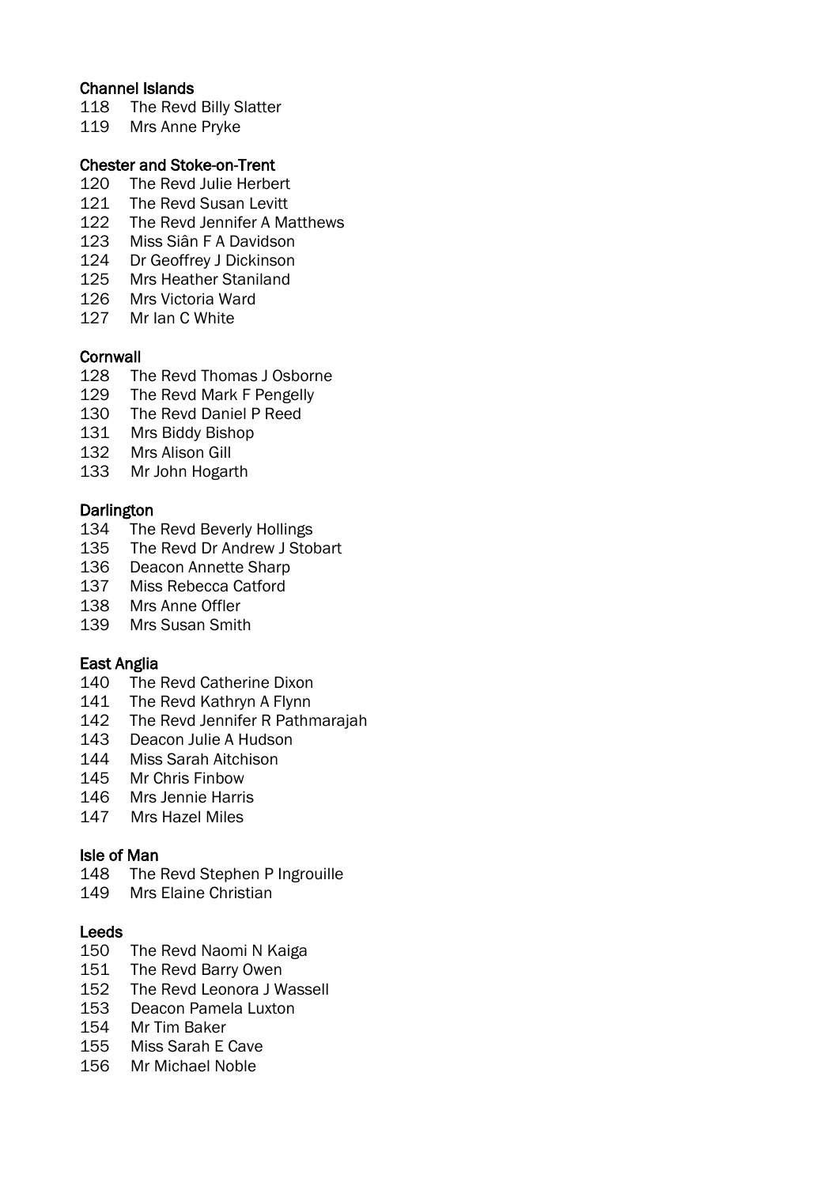**Channel Islands**

118 The Revd Billy Slatter
119 Mrs Anne Pryke

**Chester and Stoke-on-Trent**

120 The Revd Julie Herbert
121 The Revd Susan Levitt
122 The Revd Jennifer A Matthews
123 Miss Siân F A Davidson
124 Dr Geoffrey J Dickinson
125 Mrs Heather Staniland
126 Mrs Victoria Ward
127 Mr Ian C White

**Cornwall**

128 The Revd Thomas J Osborne
129 The Revd Mark F Pengelly
130 The Revd Daniel P Reed
131 Mrs Biddy Bishop
132 Mrs Alison Gill
133 Mr John Hogarth

**Darlington**

134 The Revd Beverly Hollings
135 The Revd Dr Andrew J Stobart
136 Deacon Annette Sharp
137 Miss Rebecca Catford
138 Mrs Anne Offler
139 Mrs Susan Smith

**East Anglia**

140 The Revd Catherine Dixon
141 The Revd Kathryn A Flynn
142 The Revd Jennifer R Pathmarajah
143 Deacon Julie A Hudson
144 Miss Sarah Aitchison
145 Mr Chris Finbow
146 Mrs Jennie Harris
147 Mrs Hazel Miles

**Isle of Man**

148 The Revd Stephen P Ingrouille
149 Mrs Elaine Christian

**Leeds**

150 The Revd Naomi N Kaiga
151 The Revd Barry Owen
152 The Revd Leonora J Wassell
153 Deacon Pamela Luxton
154 Mr Tim Baker
155 Miss Sarah E Cave
156 Mr Michael Noble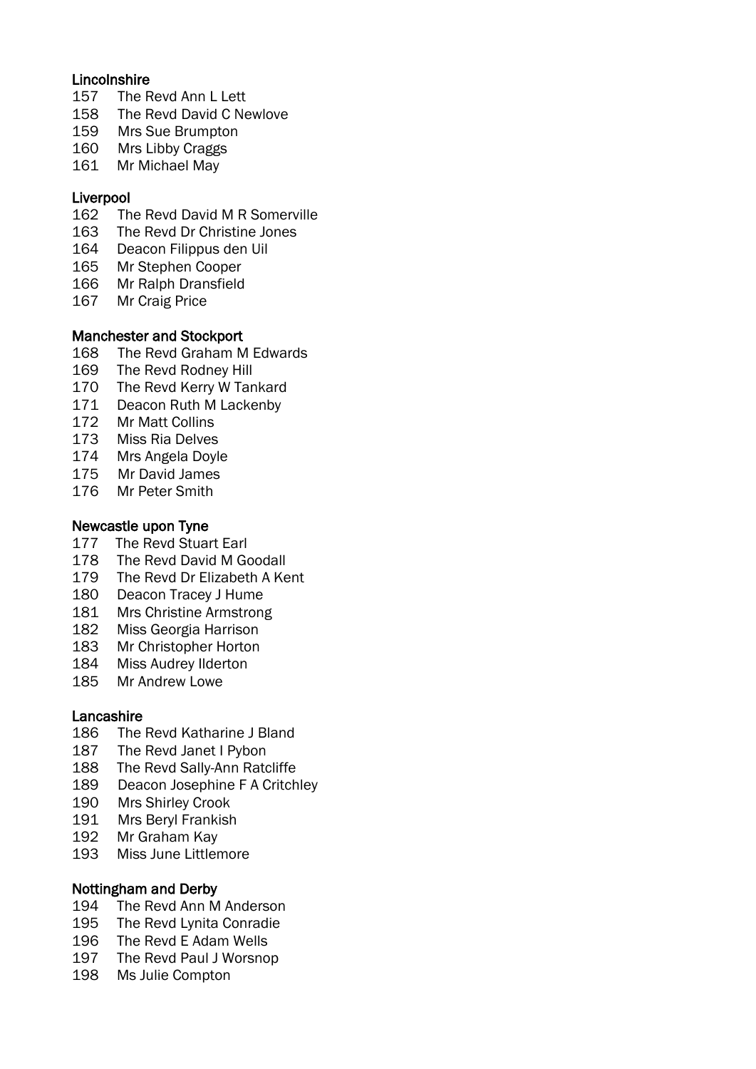**Lincolnshire**

157 The Revd Ann L Lett
158 The Revd David C Newlove
159 Mrs Sue Brumpton
160 Mrs Libby Craggs
161 Mr Michael May

**Liverpool**

162 The Revd David M R Somerville
163 The Revd Dr Christine Jones
164 Deacon Filippus den Uil
165 Mr Stephen Cooper
166 Mr Ralph Dransfield
167 Mr Craig Price

**Manchester and Stockport**

168 The Revd Graham M Edwards
169 The Revd Rodney Hill
170 The Revd Kerry W Tankard
171 Deacon Ruth M Lackenby
172 Mr Matt Collins
173 Miss Ria Delves
174 Mrs Angela Doyle
175 Mr David James
176 Mr Peter Smith

**Newcastle upon Tyne**

177 The Revd Stuart Earl
178 The Revd David M Goodall
179 The Revd Dr Elizabeth A Kent
180 Deacon Tracey J Hume
181 Mrs Christine Armstrong
182 Miss Georgia Harrison
183 Mr Christopher Horton
184 Miss Audrey Ilderton
185 Mr Andrew Lowe

**Lancashire**

186 The Revd Katharine J Bland
187 The Revd Janet I Pybon
188 The Revd Sally-Ann Ratcliffe
189 Deacon Josephine F A Critchley
190 Mrs Shirley Crook
191 Mrs Beryl Frankish
192 Mr Graham Kay
193 Miss June Littlemore

**Nottingham and Derby**

194 The Revd Ann M Anderson
195 The Revd Lynita Conradie
196 The Revd E Adam Wells
197 The Revd Paul J Worsnop
198 Ms Julie Compton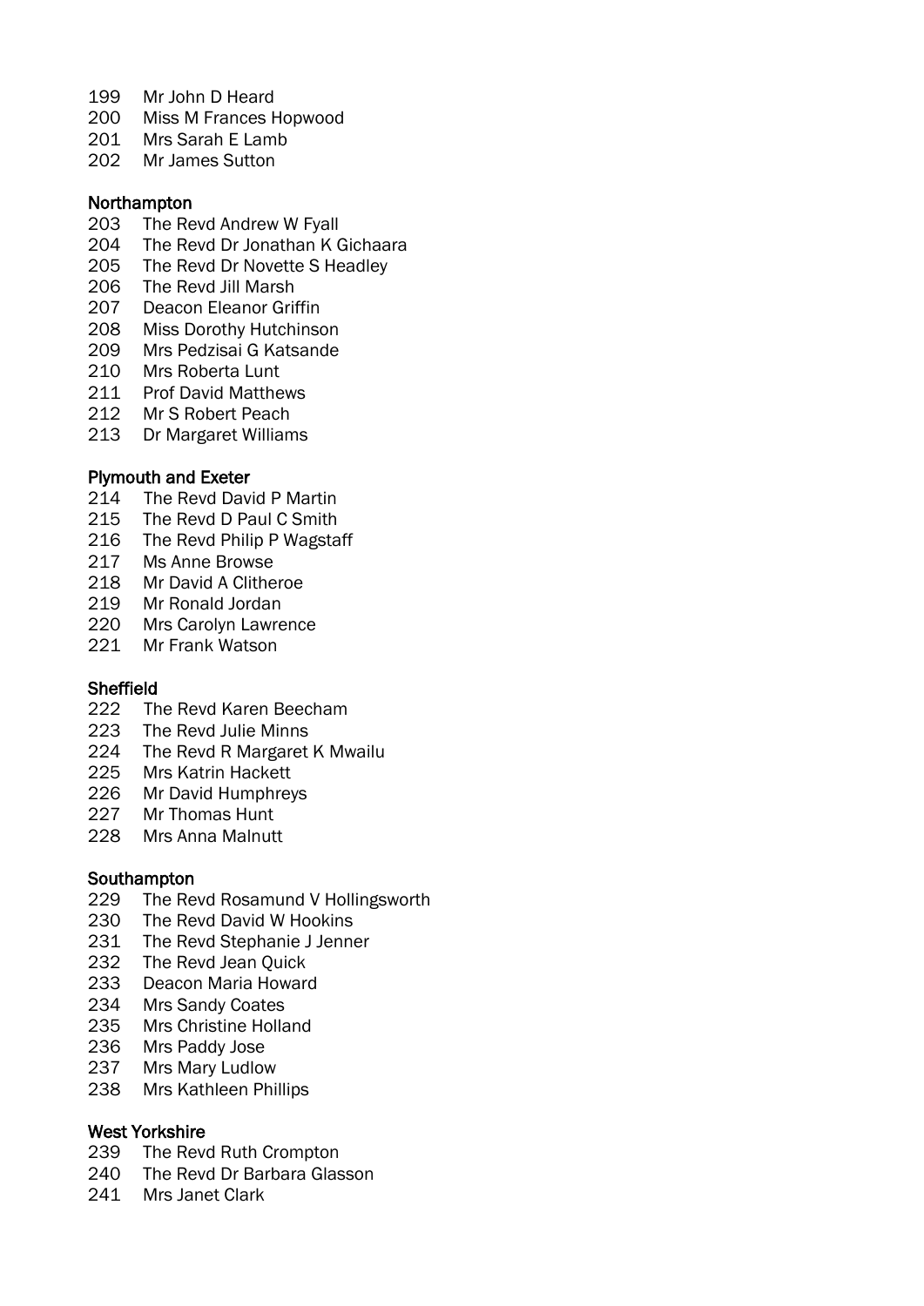199 Mr John D Heard
200 Miss M Frances Hopwood
201 Mrs Sarah E Lamb
202 Mr James Sutton

## Northampton

203 The Revd Andrew W Fyall
204 The Revd Dr Jonathan K Gichaara
205 The Revd Dr Novette S Headley
206 The Revd Jill Marsh
207 Deacon Eleanor Griffin
208 Miss Dorothy Hutchinson
209 Mrs Pedzisai G Katsande
210 Mrs Roberta Lunt
211 Prof David Matthews
212 Mr S Robert Peach
213 Dr Margaret Williams

## Plymouth and Exeter

214 The Revd David P Martin
215 The Revd D Paul C Smith
216 The Revd Philip P Wagstaff
217 Ms Anne Browse
218 Mr David A Clitheroe
219 Mr Ronald Jordan
220 Mrs Carolyn Lawrence
221 Mr Frank Watson

## Sheffield

222 The Revd Karen Beecham
223 The Revd Julie Minns
224 The Revd R Margaret K Mwailu
225 Mrs Katrin Hackett
226 Mr David Humphreys
227 Mr Thomas Hunt
228 Mrs Anna Malnutt

## Southampton

229 The Revd Rosamund V Hollingsworth
230 The Revd David W Hookins
231 The Revd Stephanie J Jenner
232 The Revd Jean Quick
233 Deacon Maria Howard
234 Mrs Sandy Coates
235 Mrs Christine Holland
236 Mrs Paddy Jose
237 Mrs Mary Ludlow
238 Mrs Kathleen Phillips

## West Yorkshire

239 The Revd Ruth Crompton
240 The Revd Dr Barbara Glasson
241 Mrs Janet Clark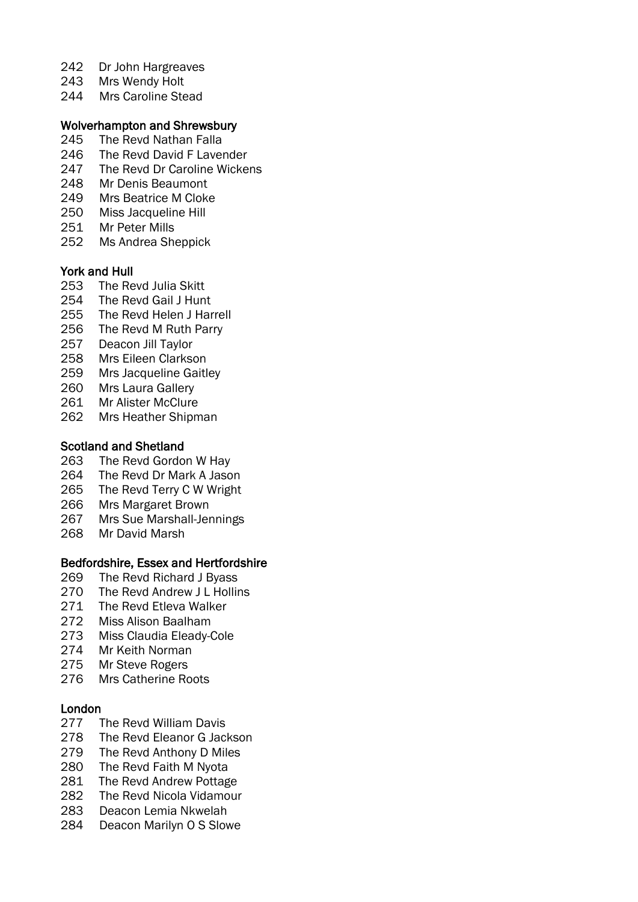242 Dr John Hargreaves
243 Mrs Wendy Holt
244 Mrs Caroline Stead

**Wolverhampton and Shrewsbury**

245 The Revd Nathan Falla
246 The Revd David F Lavender
247 The Revd Dr Caroline Wickens
248 Mr Denis Beaumont
249 Mrs Beatrice M Cloke
250 Miss Jacqueline Hill
251 Mr Peter Mills
252 Ms Andrea Sheppick

**York and Hull**

253 The Revd Julia Skitt
254 The Revd Gail J Hunt
255 The Revd Helen J Harrell
256 The Revd M Ruth Parry
257 Deacon Jill Taylor
258 Mrs Eileen Clarkson
259 Mrs Jacqueline Gaitley
260 Mrs Laura Gallery
261 Mr Alister McClure
262 Mrs Heather Shipman

**Scotland and Shetland**

263 The Revd Gordon W Hay
264 The Revd Dr Mark A Jason
265 The Revd Terry C W Wright
266 Mrs Margaret Brown
267 Mrs Sue Marshall-Jennings
268 Mr David Marsh

**Bedfordshire, Essex and Hertfordshire**

269 The Revd Richard J Byass
270 The Revd Andrew J L Hollins
271 The Revd Etleva Walker
272 Miss Alison Baalham
273 Miss Claudia Eleady-Cole
274 Mr Keith Norman
275 Mr Steve Rogers
276 Mrs Catherine Roots

**London**

277 The Revd William Davis
278 The Revd Eleanor G Jackson
279 The Revd Anthony D Miles
280 The Revd Faith M Nyota
281 The Revd Andrew Pottage
282 The Revd Nicola Vidamour
283 Deacon Lemia Nkwelah
284 Deacon Marilyn O S Slowe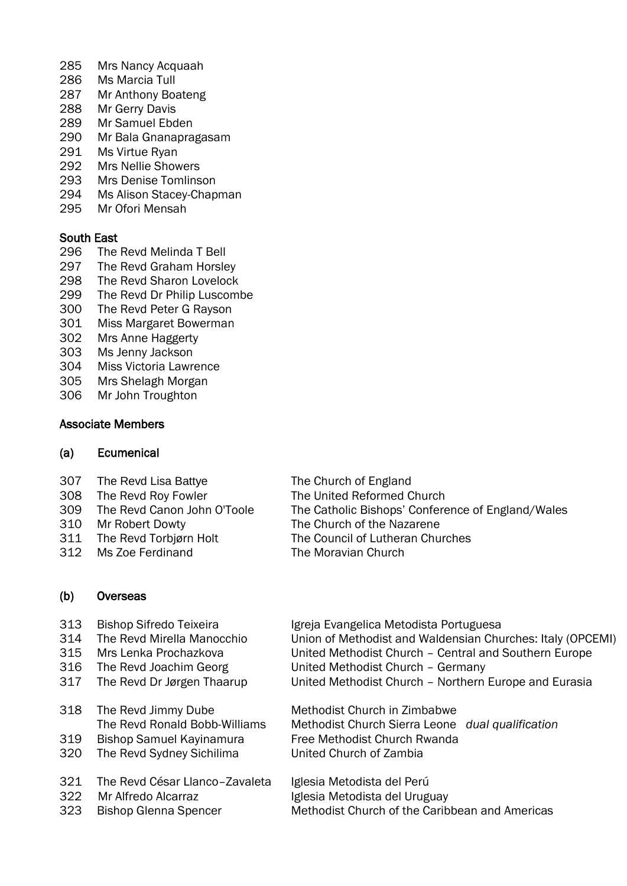285 Mrs Nancy Acquaah
286 Ms Marcia Tull
287 Mr Anthony Boateng
288 Mr Gerry Davis
289 Mr Samuel Ebden
290 Mr Bala Gnanapragasam
291 Ms Virtue Ryan
292 Mrs Nellie Showers
293 Mrs Denise Tomlinson
294 Ms Alison Stacey-Chapman
295 Mr Ofori Mensah

**South East**

296 The Revd Melinda T Bell
297 The Revd Graham Horsley
298 The Revd Sharon Lovelock
299 The Revd Dr Philip Luscombe
300 The Revd Peter G Rayson
301 Miss Margaret Bowerman
302 Mrs Anne Haggerty
303 Ms Jenny Jackson
304 Miss Victoria Lawrence
305 Mrs Shelagh Morgan
306 Mr John Troughton

**Associate Members**

**(a) Ecumenical**

| | | |
|---|---|---|
| 307 | The Revd Lisa Battye | The Church of England |
| 308 | The Revd Roy Fowler | The United Reformed Church |
| 309 | The Revd Canon John O'Toole | The Catholic Bishops' Conference of England/Wales |
| 310 | Mr Robert Dowty | The Church of the Nazarene |
| 311 | The Revd Torbjørn Holt | The Council of Lutheran Churches |
| 312 | Ms Zoe Ferdinand | The Moravian Church |

**(b) Overseas**

| | | |
|---|---|---|
| 313 | Bishop Sifredo Teixeira | Igreja Evangelica Metodista Portuguesa |
| 314 | The Revd Mirella Manocchio | Union of Methodist and Waldensian Churches: Italy (OPCEMI) |
| 315 | Mrs Lenka Prochazkova | United Methodist Church – Central and Southern Europe |
| 316 | The Revd Joachim Georg | United Methodist Church – Germany |
| 317 | The Revd Dr Jørgen Thaarup | United Methodist Church – Northern Europe and Eurasia |
| 318 | The Revd Jimmy Dube | Methodist Church in Zimbabwe |
| | The Revd Ronald Bobb-Williams | Methodist Church Sierra Leone *dual qualification* |
| 319 | Bishop Samuel Kayinamura | Free Methodist Church Rwanda |
| 320 | The Revd Sydney Sichilima | United Church of Zambia |
| 321 | The Revd César Llanco–Zavaleta | Iglesia Metodista del Perú |
| 322 | Mr Alfredo Alcarraz | Iglesia Metodista del Uruguay |
| 323 | Bishop Glenna Spencer | Methodist Church of the Caribbean and Americas |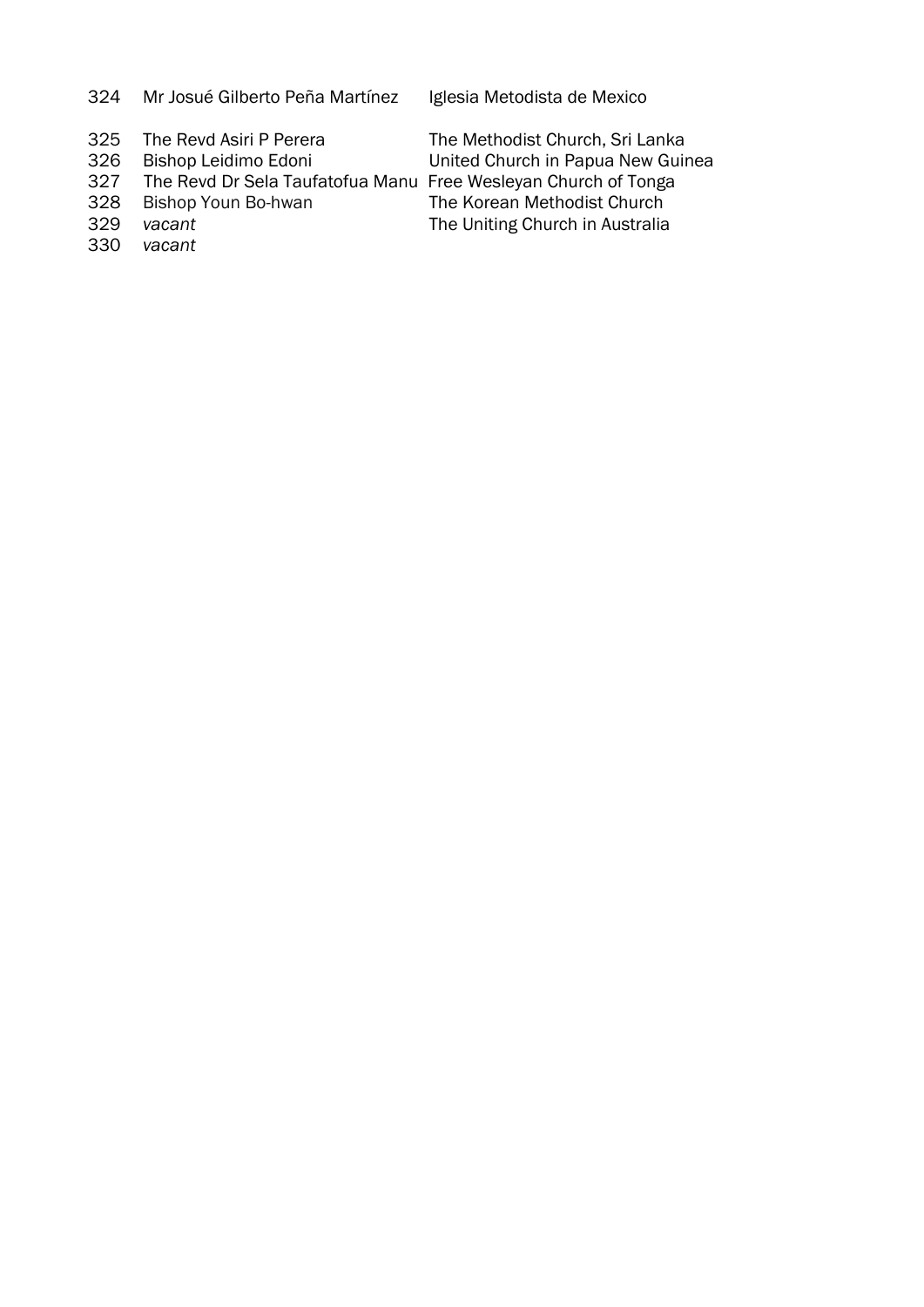| | | |
|---|---|---|
| 324 | Mr Josué Gilberto Peña Martínez | Iglesia Metodista de Mexico |
| 325 | The Revd Asiri P Perera | The Methodist Church, Sri Lanka |
| 326 | Bishop Leidimo Edoni | United Church in Papua New Guinea |
| 327 | The Revd Dr Sela Taufatofua Manu | Free Wesleyan Church of Tonga |
| 328 | Bishop Youn Bo-hwan | The Korean Methodist Church |
| 329 | *vacant* | The Uniting Church in Australia |
| 330 | *vacant* | |